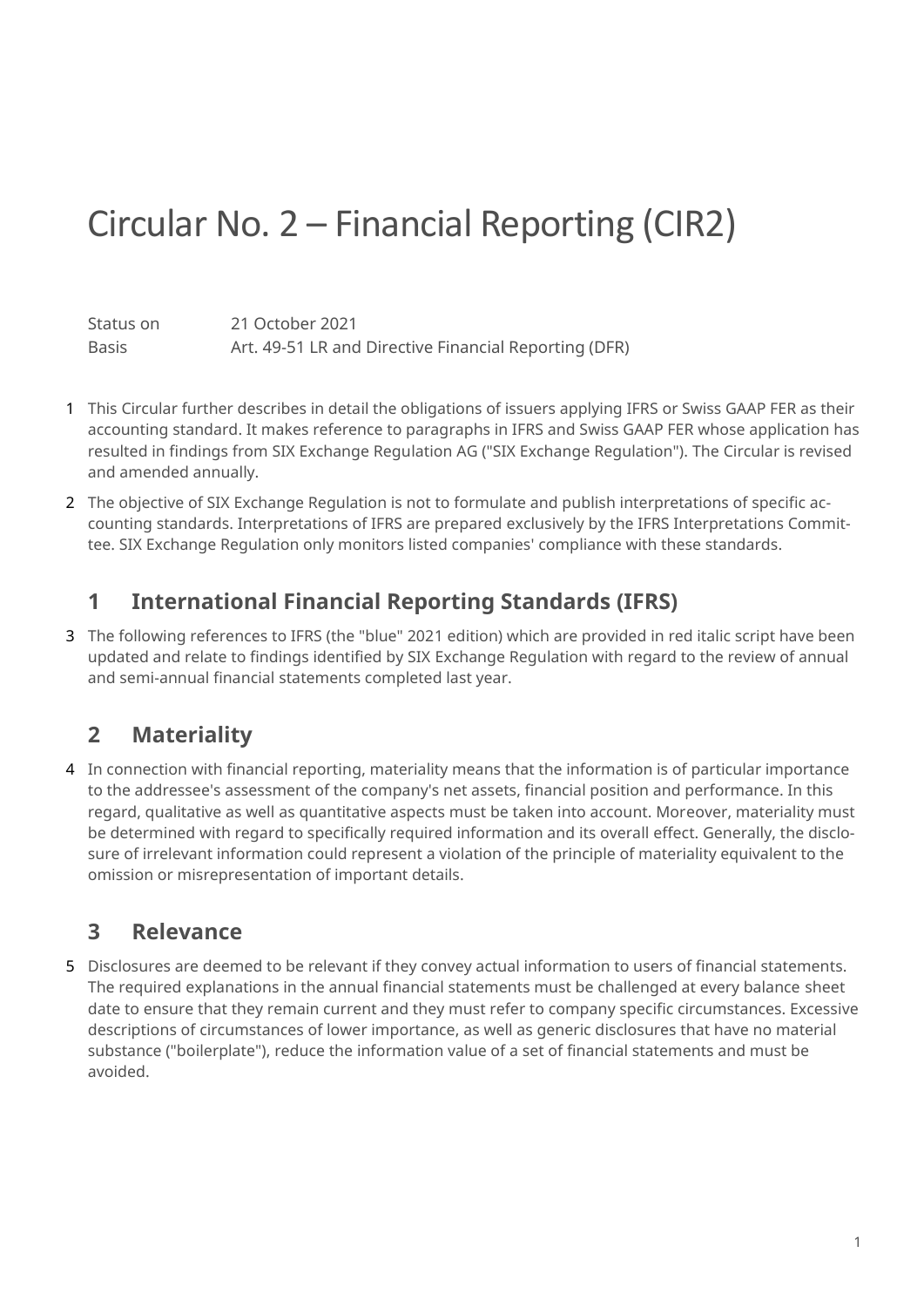# Circular No. 2 – Financial Reporting (CIR2)

| | |
|---|---|
| Status on | 21 October 2021 |
| Basis | Art. 49-51 LR and Directive Financial Reporting (DFR) |

1 This Circular further describes in detail the obligations of issuers applying IFRS or Swiss GAAP FER as their accounting standard. It makes reference to paragraphs in IFRS and Swiss GAAP FER whose application has resulted in findings from SIX Exchange Regulation AG ("SIX Exchange Regulation"). The Circular is revised and amended annually.

2 The objective of SIX Exchange Regulation is not to formulate and publish interpretations of specific accounting standards. Interpretations of IFRS are prepared exclusively by the IFRS Interpretations Committee. SIX Exchange Regulation only monitors listed companies' compliance with these standards.

## 1 International Financial Reporting Standards (IFRS)

3 The following references to IFRS (the "blue" 2021 edition) which are provided in red italic script have been updated and relate to findings identified by SIX Exchange Regulation with regard to the review of annual and semi-annual financial statements completed last year.

## 2 Materiality

4 In connection with financial reporting, materiality means that the information is of particular importance to the addressee's assessment of the company's net assets, financial position and performance. In this regard, qualitative as well as quantitative aspects must be taken into account. Moreover, materiality must be determined with regard to specifically required information and its overall effect. Generally, the disclosure of irrelevant information could represent a violation of the principle of materiality equivalent to the omission or misrepresentation of important details.

## 3 Relevance

5 Disclosures are deemed to be relevant if they convey actual information to users of financial statements. The required explanations in the annual financial statements must be challenged at every balance sheet date to ensure that they remain current and they must refer to company specific circumstances. Excessive descriptions of circumstances of lower importance, as well as generic disclosures that have no material substance ("boilerplate"), reduce the information value of a set of financial statements and must be avoided.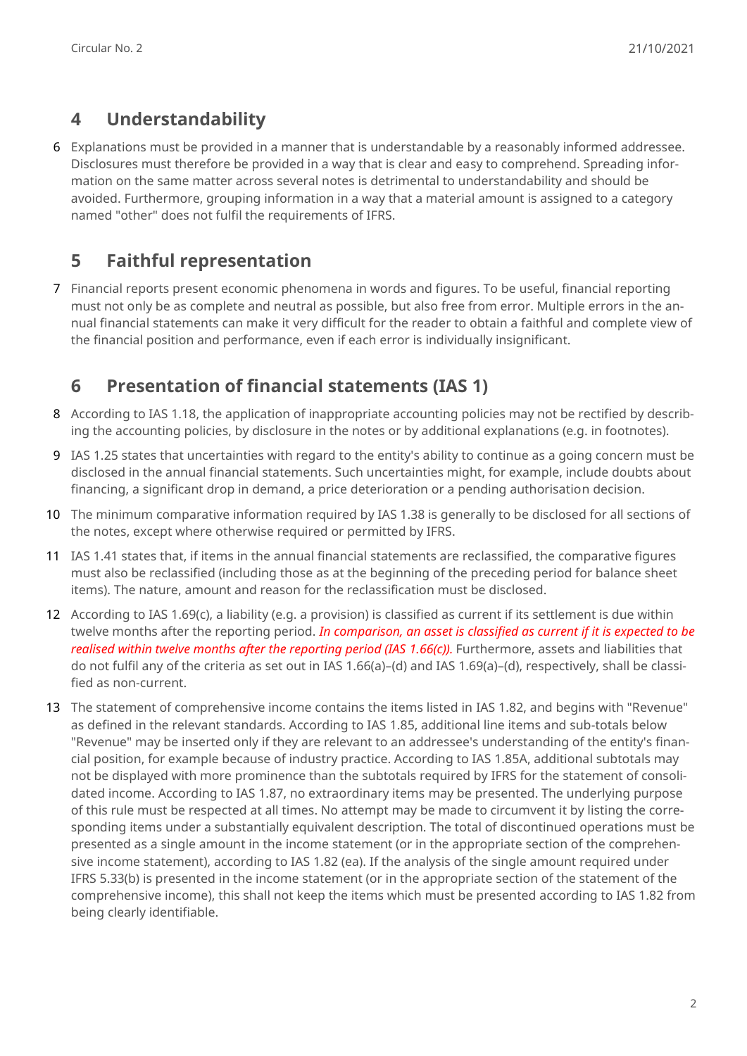## 4 Understandability

6 Explanations must be provided in a manner that is understandable by a reasonably informed addressee. Disclosures must therefore be provided in a way that is clear and easy to comprehend. Spreading information on the same matter across several notes is detrimental to understandability and should be avoided. Furthermore, grouping information in a way that a material amount is assigned to a category named "other" does not fulfil the requirements of IFRS.

## 5 Faithful representation

7 Financial reports present economic phenomena in words and figures. To be useful, financial reporting must not only be as complete and neutral as possible, but also free from error. Multiple errors in the annual financial statements can make it very difficult for the reader to obtain a faithful and complete view of the financial position and performance, even if each error is individually insignificant.

## 6 Presentation of financial statements (IAS 1)

8 According to IAS 1.18, the application of inappropriate accounting policies may not be rectified by describing the accounting policies, by disclosure in the notes or by additional explanations (e.g. in footnotes).

9 IAS 1.25 states that uncertainties with regard to the entity's ability to continue as a going concern must be disclosed in the annual financial statements. Such uncertainties might, for example, include doubts about financing, a significant drop in demand, a price deterioration or a pending authorisation decision.

10 The minimum comparative information required by IAS 1.38 is generally to be disclosed for all sections of the notes, except where otherwise required or permitted by IFRS.

11 IAS 1.41 states that, if items in the annual financial statements are reclassified, the comparative figures must also be reclassified (including those as at the beginning of the preceding period for balance sheet items). The nature, amount and reason for the reclassification must be disclosed.

12 According to IAS 1.69(c), a liability (e.g. a provision) is classified as current if its settlement is due within twelve months after the reporting period. *In comparison, an asset is classified as current if it is expected to be realised within twelve months after the reporting period (IAS 1.66(c)).* Furthermore, assets and liabilities that do not fulfil any of the criteria as set out in IAS 1.66(a)–(d) and IAS 1.69(a)–(d), respectively, shall be classified as non-current.

13 The statement of comprehensive income contains the items listed in IAS 1.82, and begins with "Revenue" as defined in the relevant standards. According to IAS 1.85, additional line items and sub-totals below "Revenue" may be inserted only if they are relevant to an addressee's understanding of the entity's financial position, for example because of industry practice. According to IAS 1.85A, additional subtotals may not be displayed with more prominence than the subtotals required by IFRS for the statement of consolidated income. According to IAS 1.87, no extraordinary items may be presented. The underlying purpose of this rule must be respected at all times. No attempt may be made to circumvent it by listing the corresponding items under a substantially equivalent description. The total of discontinued operations must be presented as a single amount in the income statement (or in the appropriate section of the comprehensive income statement), according to IAS 1.82 (ea). If the analysis of the single amount required under IFRS 5.33(b) is presented in the income statement (or in the appropriate section of the statement of the comprehensive income), this shall not keep the items which must be presented according to IAS 1.82 from being clearly identifiable.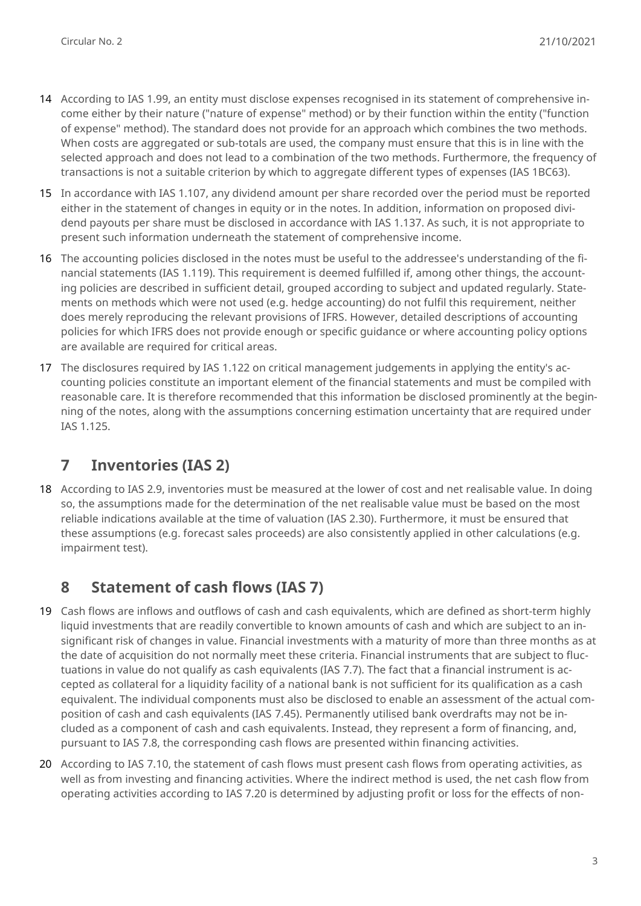14 According to IAS 1.99, an entity must disclose expenses recognised in its statement of comprehensive income either by their nature ("nature of expense" method) or by their function within the entity ("function of expense" method). The standard does not provide for an approach which combines the two methods. When costs are aggregated or sub-totals are used, the company must ensure that this is in line with the selected approach and does not lead to a combination of the two methods. Furthermore, the frequency of transactions is not a suitable criterion by which to aggregate different types of expenses (IAS 1BC63).

15 In accordance with IAS 1.107, any dividend amount per share recorded over the period must be reported either in the statement of changes in equity or in the notes. In addition, information on proposed dividend payouts per share must be disclosed in accordance with IAS 1.137. As such, it is not appropriate to present such information underneath the statement of comprehensive income.

16 The accounting policies disclosed in the notes must be useful to the addressee's understanding of the financial statements (IAS 1.119). This requirement is deemed fulfilled if, among other things, the accounting policies are described in sufficient detail, grouped according to subject and updated regularly. Statements on methods which were not used (e.g. hedge accounting) do not fulfil this requirement, neither does merely reproducing the relevant provisions of IFRS. However, detailed descriptions of accounting policies for which IFRS does not provide enough or specific guidance or where accounting policy options are available are required for critical areas.

17 The disclosures required by IAS 1.122 on critical management judgements in applying the entity's accounting policies constitute an important element of the financial statements and must be compiled with reasonable care. It is therefore recommended that this information be disclosed prominently at the beginning of the notes, along with the assumptions concerning estimation uncertainty that are required under IAS 1.125.

## 7 Inventories (IAS 2)

18 According to IAS 2.9, inventories must be measured at the lower of cost and net realisable value. In doing so, the assumptions made for the determination of the net realisable value must be based on the most reliable indications available at the time of valuation (IAS 2.30). Furthermore, it must be ensured that these assumptions (e.g. forecast sales proceeds) are also consistently applied in other calculations (e.g. impairment test).

## 8 Statement of cash flows (IAS 7)

19 Cash flows are inflows and outflows of cash and cash equivalents, which are defined as short-term highly liquid investments that are readily convertible to known amounts of cash and which are subject to an insignificant risk of changes in value. Financial investments with a maturity of more than three months as at the date of acquisition do not normally meet these criteria. Financial instruments that are subject to fluctuations in value do not qualify as cash equivalents (IAS 7.7). The fact that a financial instrument is accepted as collateral for a liquidity facility of a national bank is not sufficient for its qualification as a cash equivalent. The individual components must also be disclosed to enable an assessment of the actual composition of cash and cash equivalents (IAS 7.45). Permanently utilised bank overdrafts may not be included as a component of cash and cash equivalents. Instead, they represent a form of financing, and, pursuant to IAS 7.8, the corresponding cash flows are presented within financing activities.

20 According to IAS 7.10, the statement of cash flows must present cash flows from operating activities, as well as from investing and financing activities. Where the indirect method is used, the net cash flow from operating activities according to IAS 7.20 is determined by adjusting profit or loss for the effects of non-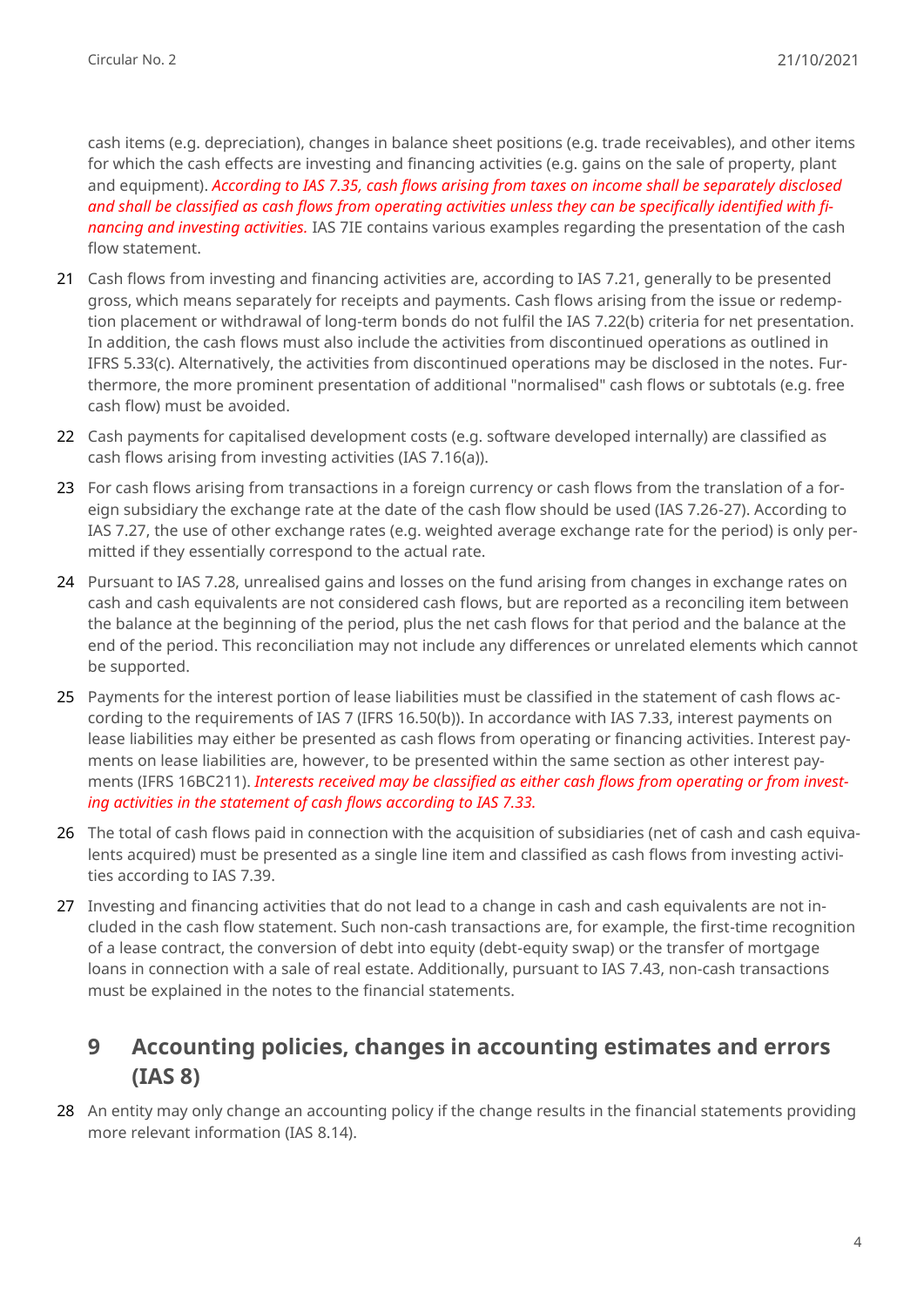cash items (e.g. depreciation), changes in balance sheet positions (e.g. trade receivables), and other items for which the cash effects are investing and financing activities (e.g. gains on the sale of property, plant and equipment). *According to IAS 7.35, cash flows arising from taxes on income shall be separately disclosed and shall be classified as cash flows from operating activities unless they can be specifically identified with financing and investing activities.* IAS 7IE contains various examples regarding the presentation of the cash flow statement.

21 Cash flows from investing and financing activities are, according to IAS 7.21, generally to be presented gross, which means separately for receipts and payments. Cash flows arising from the issue or redemption placement or withdrawal of long-term bonds do not fulfil the IAS 7.22(b) criteria for net presentation. In addition, the cash flows must also include the activities from discontinued operations as outlined in IFRS 5.33(c). Alternatively, the activities from discontinued operations may be disclosed in the notes. Furthermore, the more prominent presentation of additional "normalised" cash flows or subtotals (e.g. free cash flow) must be avoided.

22 Cash payments for capitalised development costs (e.g. software developed internally) are classified as cash flows arising from investing activities (IAS 7.16(a)).

23 For cash flows arising from transactions in a foreign currency or cash flows from the translation of a foreign subsidiary the exchange rate at the date of the cash flow should be used (IAS 7.26-27). According to IAS 7.27, the use of other exchange rates (e.g. weighted average exchange rate for the period) is only permitted if they essentially correspond to the actual rate.

24 Pursuant to IAS 7.28, unrealised gains and losses on the fund arising from changes in exchange rates on cash and cash equivalents are not considered cash flows, but are reported as a reconciling item between the balance at the beginning of the period, plus the net cash flows for that period and the balance at the end of the period. This reconciliation may not include any differences or unrelated elements which cannot be supported.

25 Payments for the interest portion of lease liabilities must be classified in the statement of cash flows according to the requirements of IAS 7 (IFRS 16.50(b)). In accordance with IAS 7.33, interest payments on lease liabilities may either be presented as cash flows from operating or financing activities. Interest payments on lease liabilities are, however, to be presented within the same section as other interest payments (IFRS 16BC211). *Interests received may be classified as either cash flows from operating or from investing activities in the statement of cash flows according to IAS 7.33.*

26 The total of cash flows paid in connection with the acquisition of subsidiaries (net of cash and cash equivalents acquired) must be presented as a single line item and classified as cash flows from investing activities according to IAS 7.39.

27 Investing and financing activities that do not lead to a change in cash and cash equivalents are not included in the cash flow statement. Such non-cash transactions are, for example, the first-time recognition of a lease contract, the conversion of debt into equity (debt-equity swap) or the transfer of mortgage loans in connection with a sale of real estate. Additionally, pursuant to IAS 7.43, non-cash transactions must be explained in the notes to the financial statements.

## 9 Accounting policies, changes in accounting estimates and errors (IAS 8)

28 An entity may only change an accounting policy if the change results in the financial statements providing more relevant information (IAS 8.14).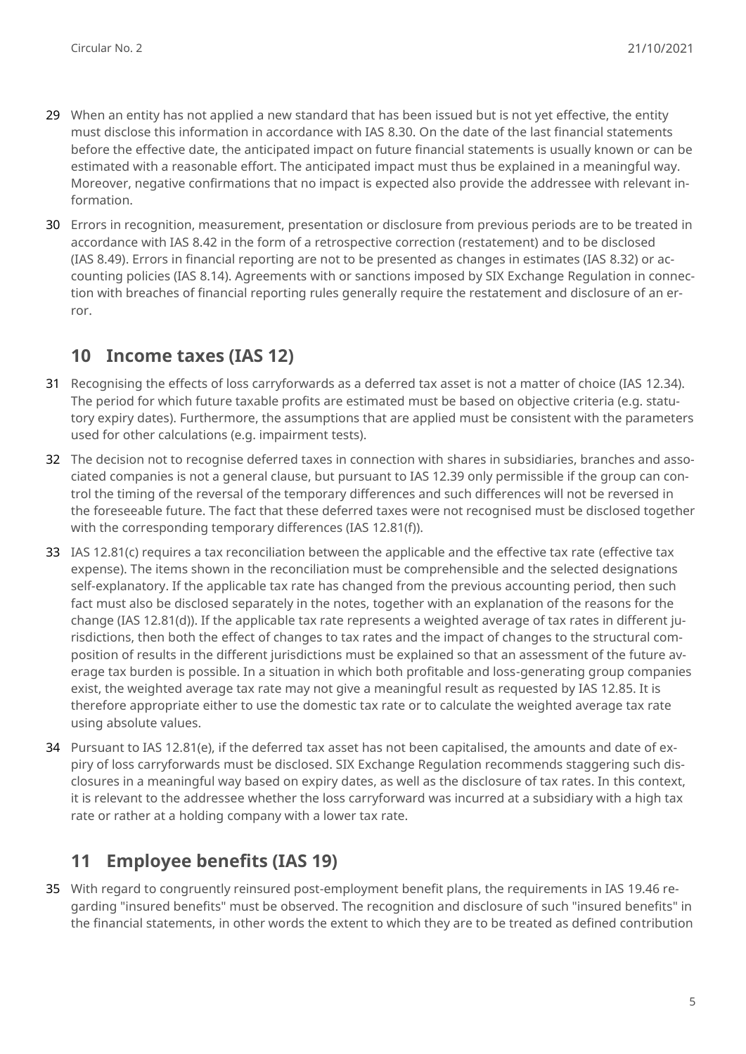29 When an entity has not applied a new standard that has been issued but is not yet effective, the entity must disclose this information in accordance with IAS 8.30. On the date of the last financial statements before the effective date, the anticipated impact on future financial statements is usually known or can be estimated with a reasonable effort. The anticipated impact must thus be explained in a meaningful way. Moreover, negative confirmations that no impact is expected also provide the addressee with relevant information.

30 Errors in recognition, measurement, presentation or disclosure from previous periods are to be treated in accordance with IAS 8.42 in the form of a retrospective correction (restatement) and to be disclosed (IAS 8.49). Errors in financial reporting are not to be presented as changes in estimates (IAS 8.32) or accounting policies (IAS 8.14). Agreements with or sanctions imposed by SIX Exchange Regulation in connection with breaches of financial reporting rules generally require the restatement and disclosure of an error.

## 10 Income taxes (IAS 12)

31 Recognising the effects of loss carryforwards as a deferred tax asset is not a matter of choice (IAS 12.34). The period for which future taxable profits are estimated must be based on objective criteria (e.g. statutory expiry dates). Furthermore, the assumptions that are applied must be consistent with the parameters used for other calculations (e.g. impairment tests).

32 The decision not to recognise deferred taxes in connection with shares in subsidiaries, branches and associated companies is not a general clause, but pursuant to IAS 12.39 only permissible if the group can control the timing of the reversal of the temporary differences and such differences will not be reversed in the foreseeable future. The fact that these deferred taxes were not recognised must be disclosed together with the corresponding temporary differences (IAS 12.81(f)).

33 IAS 12.81(c) requires a tax reconciliation between the applicable and the effective tax rate (effective tax expense). The items shown in the reconciliation must be comprehensible and the selected designations self-explanatory. If the applicable tax rate has changed from the previous accounting period, then such fact must also be disclosed separately in the notes, together with an explanation of the reasons for the change (IAS 12.81(d)). If the applicable tax rate represents a weighted average of tax rates in different jurisdictions, then both the effect of changes to tax rates and the impact of changes to the structural composition of results in the different jurisdictions must be explained so that an assessment of the future average tax burden is possible. In a situation in which both profitable and loss-generating group companies exist, the weighted average tax rate may not give a meaningful result as requested by IAS 12.85. It is therefore appropriate either to use the domestic tax rate or to calculate the weighted average tax rate using absolute values.

34 Pursuant to IAS 12.81(e), if the deferred tax asset has not been capitalised, the amounts and date of expiry of loss carryforwards must be disclosed. SIX Exchange Regulation recommends staggering such disclosures in a meaningful way based on expiry dates, as well as the disclosure of tax rates. In this context, it is relevant to the addressee whether the loss carryforward was incurred at a subsidiary with a high tax rate or rather at a holding company with a lower tax rate.

## 11 Employee benefits (IAS 19)

35 With regard to congruently reinsured post-employment benefit plans, the requirements in IAS 19.46 regarding "insured benefits" must be observed. The recognition and disclosure of such "insured benefits" in the financial statements, in other words the extent to which they are to be treated as defined contribution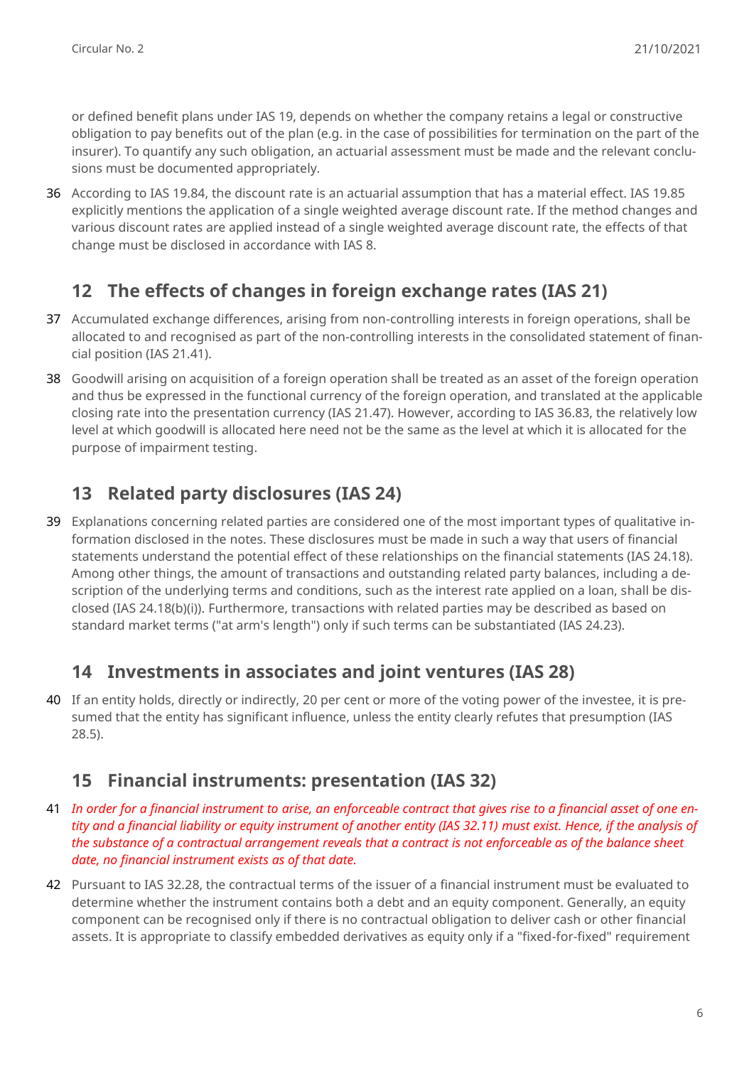or defined benefit plans under IAS 19, depends on whether the company retains a legal or constructive obligation to pay benefits out of the plan (e.g. in the case of possibilities for termination on the part of the insurer). To quantify any such obligation, an actuarial assessment must be made and the relevant conclusions must be documented appropriately.

36 According to IAS 19.84, the discount rate is an actuarial assumption that has a material effect. IAS 19.85 explicitly mentions the application of a single weighted average discount rate. If the method changes and various discount rates are applied instead of a single weighted average discount rate, the effects of that change must be disclosed in accordance with IAS 8.

## 12 The effects of changes in foreign exchange rates (IAS 21)

37 Accumulated exchange differences, arising from non-controlling interests in foreign operations, shall be allocated to and recognised as part of the non-controlling interests in the consolidated statement of financial position (IAS 21.41).

38 Goodwill arising on acquisition of a foreign operation shall be treated as an asset of the foreign operation and thus be expressed in the functional currency of the foreign operation, and translated at the applicable closing rate into the presentation currency (IAS 21.47). However, according to IAS 36.83, the relatively low level at which goodwill is allocated here need not be the same as the level at which it is allocated for the purpose of impairment testing.

## 13 Related party disclosures (IAS 24)

39 Explanations concerning related parties are considered one of the most important types of qualitative information disclosed in the notes. These disclosures must be made in such a way that users of financial statements understand the potential effect of these relationships on the financial statements (IAS 24.18). Among other things, the amount of transactions and outstanding related party balances, including a description of the underlying terms and conditions, such as the interest rate applied on a loan, shall be disclosed (IAS 24.18(b)(i)). Furthermore, transactions with related parties may be described as based on standard market terms ("at arm's length") only if such terms can be substantiated (IAS 24.23).

## 14 Investments in associates and joint ventures (IAS 28)

40 If an entity holds, directly or indirectly, 20 per cent or more of the voting power of the investee, it is presumed that the entity has significant influence, unless the entity clearly refutes that presumption (IAS 28.5).

## 15 Financial instruments: presentation (IAS 32)

41 *In order for a financial instrument to arise, an enforceable contract that gives rise to a financial asset of one entity and a financial liability or equity instrument of another entity (IAS 32.11) must exist. Hence, if the analysis of the substance of a contractual arrangement reveals that a contract is not enforceable as of the balance sheet date, no financial instrument exists as of that date.*

42 Pursuant to IAS 32.28, the contractual terms of the issuer of a financial instrument must be evaluated to determine whether the instrument contains both a debt and an equity component. Generally, an equity component can be recognised only if there is no contractual obligation to deliver cash or other financial assets. It is appropriate to classify embedded derivatives as equity only if a "fixed-for-fixed" requirement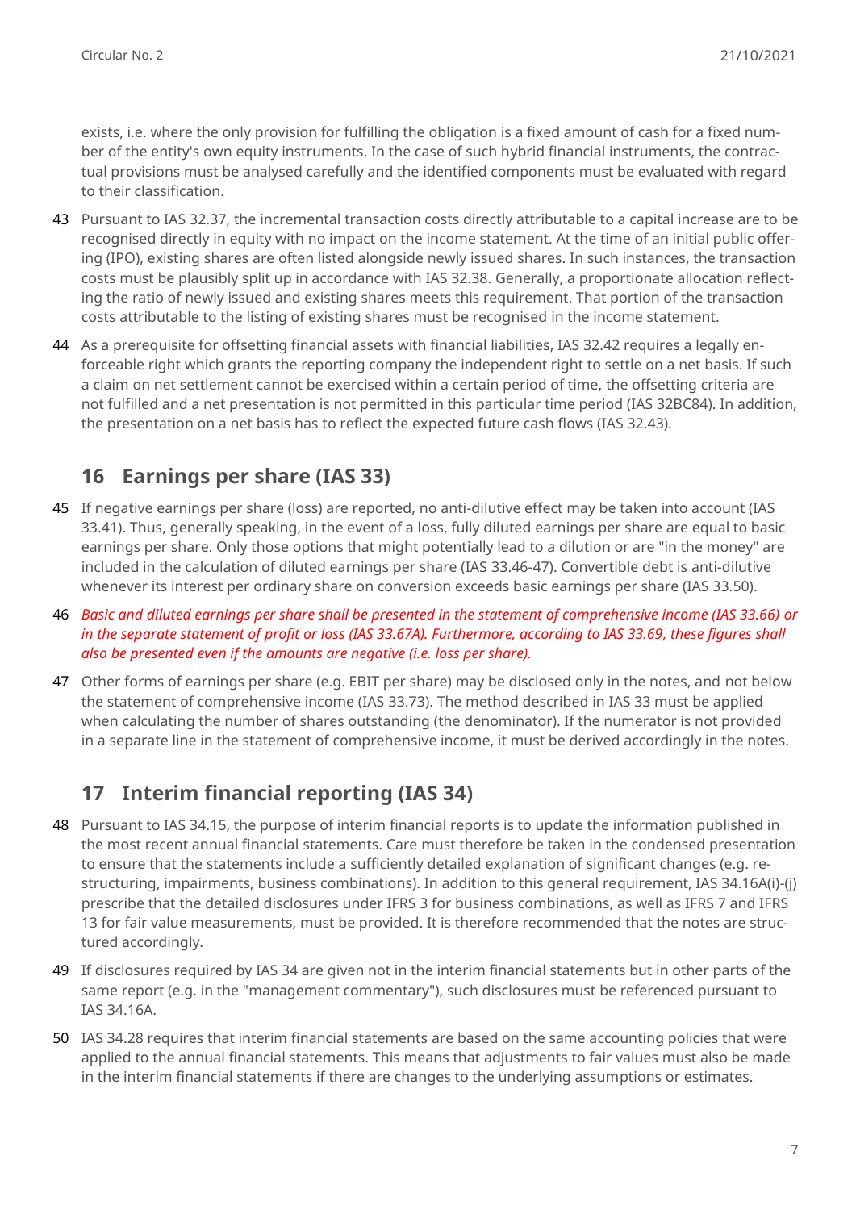exists, i.e. where the only provision for fulfilling the obligation is a fixed amount of cash for a fixed number of the entity's own equity instruments. In the case of such hybrid financial instruments, the contractual provisions must be analysed carefully and the identified components must be evaluated with regard to their classification.

43 Pursuant to IAS 32.37, the incremental transaction costs directly attributable to a capital increase are to be recognised directly in equity with no impact on the income statement. At the time of an initial public offering (IPO), existing shares are often listed alongside newly issued shares. In such instances, the transaction costs must be plausibly split up in accordance with IAS 32.38. Generally, a proportionate allocation reflecting the ratio of newly issued and existing shares meets this requirement. That portion of the transaction costs attributable to the listing of existing shares must be recognised in the income statement.

44 As a prerequisite for offsetting financial assets with financial liabilities, IAS 32.42 requires a legally enforceable right which grants the reporting company the independent right to settle on a net basis. If such a claim on net settlement cannot be exercised within a certain period of time, the offsetting criteria are not fulfilled and a net presentation is not permitted in this particular time period (IAS 32BC84). In addition, the presentation on a net basis has to reflect the expected future cash flows (IAS 32.43).

## 16 Earnings per share (IAS 33)

45 If negative earnings per share (loss) are reported, no anti-dilutive effect may be taken into account (IAS 33.41). Thus, generally speaking, in the event of a loss, fully diluted earnings per share are equal to basic earnings per share. Only those options that might potentially lead to a dilution or are "in the money" are included in the calculation of diluted earnings per share (IAS 33.46-47). Convertible debt is anti-dilutive whenever its interest per ordinary share on conversion exceeds basic earnings per share (IAS 33.50).

46 *Basic and diluted earnings per share shall be presented in the statement of comprehensive income (IAS 33.66) or in the separate statement of profit or loss (IAS 33.67A). Furthermore, according to IAS 33.69, these figures shall also be presented even if the amounts are negative (i.e. loss per share).*

47 Other forms of earnings per share (e.g. EBIT per share) may be disclosed only in the notes, and not below the statement of comprehensive income (IAS 33.73). The method described in IAS 33 must be applied when calculating the number of shares outstanding (the denominator). If the numerator is not provided in a separate line in the statement of comprehensive income, it must be derived accordingly in the notes.

## 17 Interim financial reporting (IAS 34)

48 Pursuant to IAS 34.15, the purpose of interim financial reports is to update the information published in the most recent annual financial statements. Care must therefore be taken in the condensed presentation to ensure that the statements include a sufficiently detailed explanation of significant changes (e.g. restructuring, impairments, business combinations). In addition to this general requirement, IAS 34.16A(i)-(j) prescribe that the detailed disclosures under IFRS 3 for business combinations, as well as IFRS 7 and IFRS 13 for fair value measurements, must be provided. It is therefore recommended that the notes are structured accordingly.

49 If disclosures required by IAS 34 are given not in the interim financial statements but in other parts of the same report (e.g. in the "management commentary"), such disclosures must be referenced pursuant to IAS 34.16A.

50 IAS 34.28 requires that interim financial statements are based on the same accounting policies that were applied to the annual financial statements. This means that adjustments to fair values must also be made in the interim financial statements if there are changes to the underlying assumptions or estimates.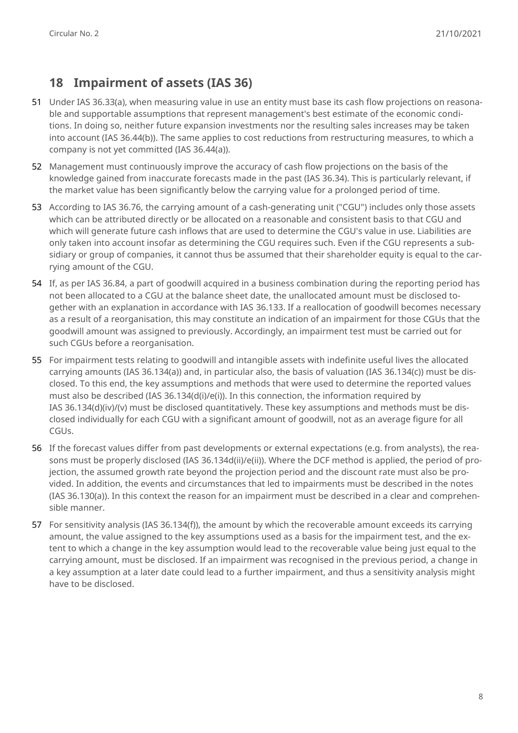## 18 Impairment of assets (IAS 36)

51 Under IAS 36.33(a), when measuring value in use an entity must base its cash flow projections on reasonable and supportable assumptions that represent management's best estimate of the economic conditions. In doing so, neither future expansion investments nor the resulting sales increases may be taken into account (IAS 36.44(b)). The same applies to cost reductions from restructuring measures, to which a company is not yet committed (IAS 36.44(a)).

52 Management must continuously improve the accuracy of cash flow projections on the basis of the knowledge gained from inaccurate forecasts made in the past (IAS 36.34). This is particularly relevant, if the market value has been significantly below the carrying value for a prolonged period of time.

53 According to IAS 36.76, the carrying amount of a cash-generating unit ("CGU") includes only those assets which can be attributed directly or be allocated on a reasonable and consistent basis to that CGU and which will generate future cash inflows that are used to determine the CGU's value in use. Liabilities are only taken into account insofar as determining the CGU requires such. Even if the CGU represents a subsidiary or group of companies, it cannot thus be assumed that their shareholder equity is equal to the carrying amount of the CGU.

54 If, as per IAS 36.84, a part of goodwill acquired in a business combination during the reporting period has not been allocated to a CGU at the balance sheet date, the unallocated amount must be disclosed together with an explanation in accordance with IAS 36.133. If a reallocation of goodwill becomes necessary as a result of a reorganisation, this may constitute an indication of an impairment for those CGUs that the goodwill amount was assigned to previously. Accordingly, an impairment test must be carried out for such CGUs before a reorganisation.

55 For impairment tests relating to goodwill and intangible assets with indefinite useful lives the allocated carrying amounts (IAS 36.134(a)) and, in particular also, the basis of valuation (IAS 36.134(c)) must be disclosed. To this end, the key assumptions and methods that were used to determine the reported values must also be described (IAS 36.134(d(i)/e(i)). In this connection, the information required by IAS 36.134(d)(iv)/(v) must be disclosed quantitatively. These key assumptions and methods must be disclosed individually for each CGU with a significant amount of goodwill, not as an average figure for all CGUs.

56 If the forecast values differ from past developments or external expectations (e.g. from analysts), the reasons must be properly disclosed (IAS 36.134d(ii)/e(ii)). Where the DCF method is applied, the period of projection, the assumed growth rate beyond the projection period and the discount rate must also be provided. In addition, the events and circumstances that led to impairments must be described in the notes (IAS 36.130(a)). In this context the reason for an impairment must be described in a clear and comprehensible manner.

57 For sensitivity analysis (IAS 36.134(f)), the amount by which the recoverable amount exceeds its carrying amount, the value assigned to the key assumptions used as a basis for the impairment test, and the extent to which a change in the key assumption would lead to the recoverable value being just equal to the carrying amount, must be disclosed. If an impairment was recognised in the previous period, a change in a key assumption at a later date could lead to a further impairment, and thus a sensitivity analysis might have to be disclosed.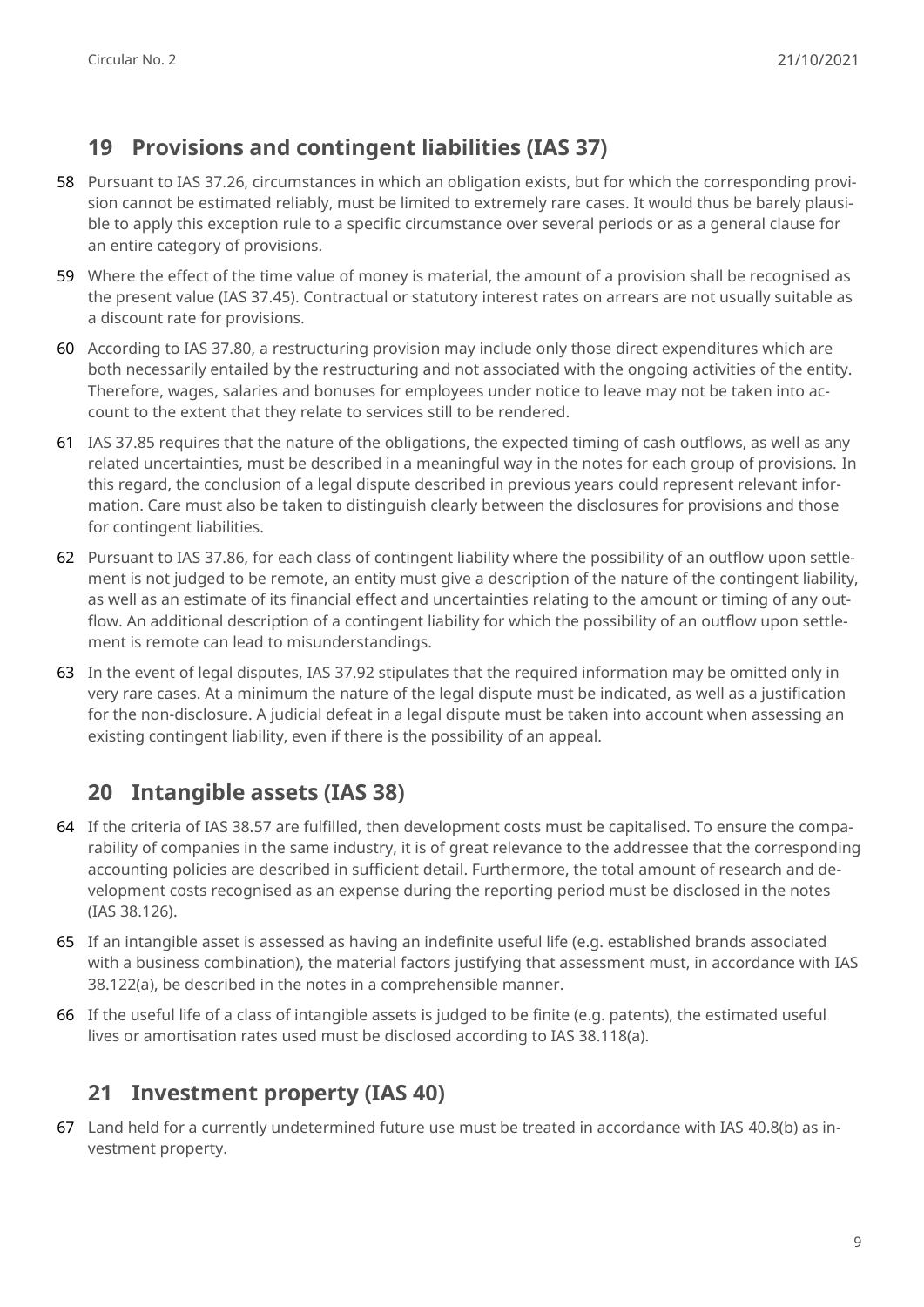## 19 Provisions and contingent liabilities (IAS 37)

58 Pursuant to IAS 37.26, circumstances in which an obligation exists, but for which the corresponding provision cannot be estimated reliably, must be limited to extremely rare cases. It would thus be barely plausible to apply this exception rule to a specific circumstance over several periods or as a general clause for an entire category of provisions.

59 Where the effect of the time value of money is material, the amount of a provision shall be recognised as the present value (IAS 37.45). Contractual or statutory interest rates on arrears are not usually suitable as a discount rate for provisions.

60 According to IAS 37.80, a restructuring provision may include only those direct expenditures which are both necessarily entailed by the restructuring and not associated with the ongoing activities of the entity. Therefore, wages, salaries and bonuses for employees under notice to leave may not be taken into account to the extent that they relate to services still to be rendered.

61 IAS 37.85 requires that the nature of the obligations, the expected timing of cash outflows, as well as any related uncertainties, must be described in a meaningful way in the notes for each group of provisions. In this regard, the conclusion of a legal dispute described in previous years could represent relevant information. Care must also be taken to distinguish clearly between the disclosures for provisions and those for contingent liabilities.

62 Pursuant to IAS 37.86, for each class of contingent liability where the possibility of an outflow upon settlement is not judged to be remote, an entity must give a description of the nature of the contingent liability, as well as an estimate of its financial effect and uncertainties relating to the amount or timing of any outflow. An additional description of a contingent liability for which the possibility of an outflow upon settlement is remote can lead to misunderstandings.

63 In the event of legal disputes, IAS 37.92 stipulates that the required information may be omitted only in very rare cases. At a minimum the nature of the legal dispute must be indicated, as well as a justification for the non-disclosure. A judicial defeat in a legal dispute must be taken into account when assessing an existing contingent liability, even if there is the possibility of an appeal.

## 20 Intangible assets (IAS 38)

64 If the criteria of IAS 38.57 are fulfilled, then development costs must be capitalised. To ensure the comparability of companies in the same industry, it is of great relevance to the addressee that the corresponding accounting policies are described in sufficient detail. Furthermore, the total amount of research and development costs recognised as an expense during the reporting period must be disclosed in the notes (IAS 38.126).

65 If an intangible asset is assessed as having an indefinite useful life (e.g. established brands associated with a business combination), the material factors justifying that assessment must, in accordance with IAS 38.122(a), be described in the notes in a comprehensible manner.

66 If the useful life of a class of intangible assets is judged to be finite (e.g. patents), the estimated useful lives or amortisation rates used must be disclosed according to IAS 38.118(a).

## 21 Investment property (IAS 40)

67 Land held for a currently undetermined future use must be treated in accordance with IAS 40.8(b) as investment property.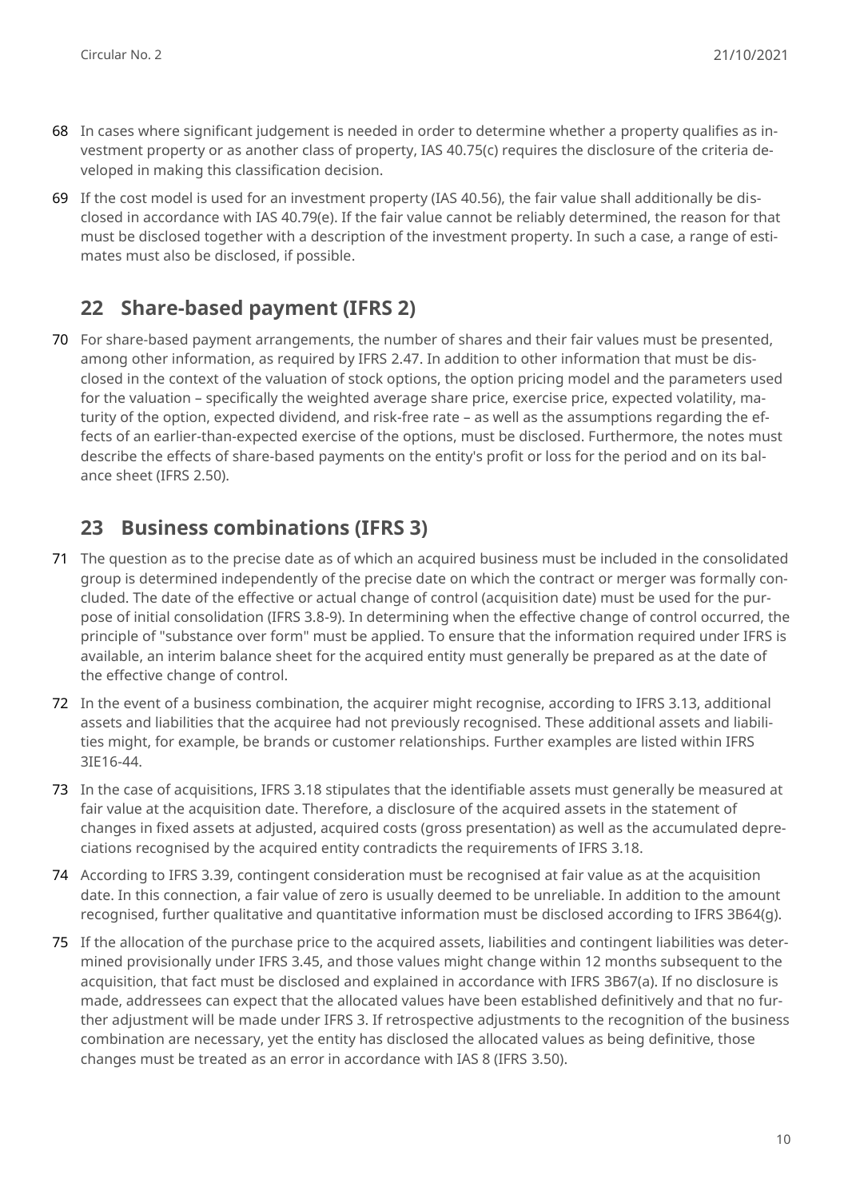68 In cases where significant judgement is needed in order to determine whether a property qualifies as investment property or as another class of property, IAS 40.75(c) requires the disclosure of the criteria developed in making this classification decision.

69 If the cost model is used for an investment property (IAS 40.56), the fair value shall additionally be disclosed in accordance with IAS 40.79(e). If the fair value cannot be reliably determined, the reason for that must be disclosed together with a description of the investment property. In such a case, a range of estimates must also be disclosed, if possible.

## 22 Share-based payment (IFRS 2)

70 For share-based payment arrangements, the number of shares and their fair values must be presented, among other information, as required by IFRS 2.47. In addition to other information that must be disclosed in the context of the valuation of stock options, the option pricing model and the parameters used for the valuation – specifically the weighted average share price, exercise price, expected volatility, maturity of the option, expected dividend, and risk-free rate – as well as the assumptions regarding the effects of an earlier-than-expected exercise of the options, must be disclosed. Furthermore, the notes must describe the effects of share-based payments on the entity's profit or loss for the period and on its balance sheet (IFRS 2.50).

## 23 Business combinations (IFRS 3)

71 The question as to the precise date as of which an acquired business must be included in the consolidated group is determined independently of the precise date on which the contract or merger was formally concluded. The date of the effective or actual change of control (acquisition date) must be used for the purpose of initial consolidation (IFRS 3.8-9). In determining when the effective change of control occurred, the principle of "substance over form" must be applied. To ensure that the information required under IFRS is available, an interim balance sheet for the acquired entity must generally be prepared as at the date of the effective change of control.

72 In the event of a business combination, the acquirer might recognise, according to IFRS 3.13, additional assets and liabilities that the acquiree had not previously recognised. These additional assets and liabilities might, for example, be brands or customer relationships. Further examples are listed within IFRS 3IE16-44.

73 In the case of acquisitions, IFRS 3.18 stipulates that the identifiable assets must generally be measured at fair value at the acquisition date. Therefore, a disclosure of the acquired assets in the statement of changes in fixed assets at adjusted, acquired costs (gross presentation) as well as the accumulated depreciations recognised by the acquired entity contradicts the requirements of IFRS 3.18.

74 According to IFRS 3.39, contingent consideration must be recognised at fair value as at the acquisition date. In this connection, a fair value of zero is usually deemed to be unreliable. In addition to the amount recognised, further qualitative and quantitative information must be disclosed according to IFRS 3B64(g).

75 If the allocation of the purchase price to the acquired assets, liabilities and contingent liabilities was determined provisionally under IFRS 3.45, and those values might change within 12 months subsequent to the acquisition, that fact must be disclosed and explained in accordance with IFRS 3B67(a). If no disclosure is made, addressees can expect that the allocated values have been established definitively and that no further adjustment will be made under IFRS 3. If retrospective adjustments to the recognition of the business combination are necessary, yet the entity has disclosed the allocated values as being definitive, those changes must be treated as an error in accordance with IAS 8 (IFRS 3.50).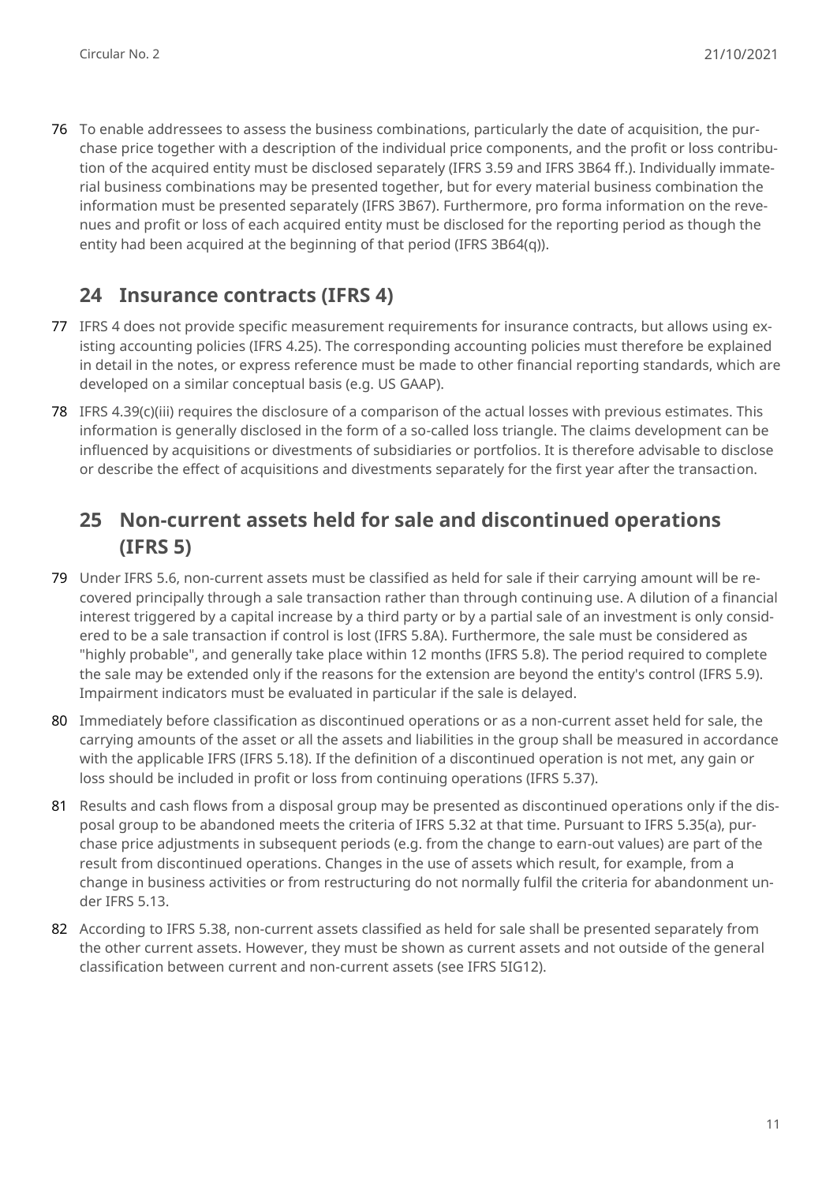76 To enable addressees to assess the business combinations, particularly the date of acquisition, the purchase price together with a description of the individual price components, and the profit or loss contribution of the acquired entity must be disclosed separately (IFRS 3.59 and IFRS 3B64 ff.). Individually immaterial business combinations may be presented together, but for every material business combination the information must be presented separately (IFRS 3B67). Furthermore, pro forma information on the revenues and profit or loss of each acquired entity must be disclosed for the reporting period as though the entity had been acquired at the beginning of that period (IFRS 3B64(q)).

## 24 Insurance contracts (IFRS 4)

77 IFRS 4 does not provide specific measurement requirements for insurance contracts, but allows using existing accounting policies (IFRS 4.25). The corresponding accounting policies must therefore be explained in detail in the notes, or express reference must be made to other financial reporting standards, which are developed on a similar conceptual basis (e.g. US GAAP).

78 IFRS 4.39(c)(iii) requires the disclosure of a comparison of the actual losses with previous estimates. This information is generally disclosed in the form of a so-called loss triangle. The claims development can be influenced by acquisitions or divestments of subsidiaries or portfolios. It is therefore advisable to disclose or describe the effect of acquisitions and divestments separately for the first year after the transaction.

## 25 Non-current assets held for sale and discontinued operations (IFRS 5)

79 Under IFRS 5.6, non-current assets must be classified as held for sale if their carrying amount will be recovered principally through a sale transaction rather than through continuing use. A dilution of a financial interest triggered by a capital increase by a third party or by a partial sale of an investment is only considered to be a sale transaction if control is lost (IFRS 5.8A). Furthermore, the sale must be considered as "highly probable", and generally take place within 12 months (IFRS 5.8). The period required to complete the sale may be extended only if the reasons for the extension are beyond the entity's control (IFRS 5.9). Impairment indicators must be evaluated in particular if the sale is delayed.

80 Immediately before classification as discontinued operations or as a non-current asset held for sale, the carrying amounts of the asset or all the assets and liabilities in the group shall be measured in accordance with the applicable IFRS (IFRS 5.18). If the definition of a discontinued operation is not met, any gain or loss should be included in profit or loss from continuing operations (IFRS 5.37).

81 Results and cash flows from a disposal group may be presented as discontinued operations only if the disposal group to be abandoned meets the criteria of IFRS 5.32 at that time. Pursuant to IFRS 5.35(a), purchase price adjustments in subsequent periods (e.g. from the change to earn-out values) are part of the result from discontinued operations. Changes in the use of assets which result, for example, from a change in business activities or from restructuring do not normally fulfil the criteria for abandonment under IFRS 5.13.

82 According to IFRS 5.38, non-current assets classified as held for sale shall be presented separately from the other current assets. However, they must be shown as current assets and not outside of the general classification between current and non-current assets (see IFRS 5IG12).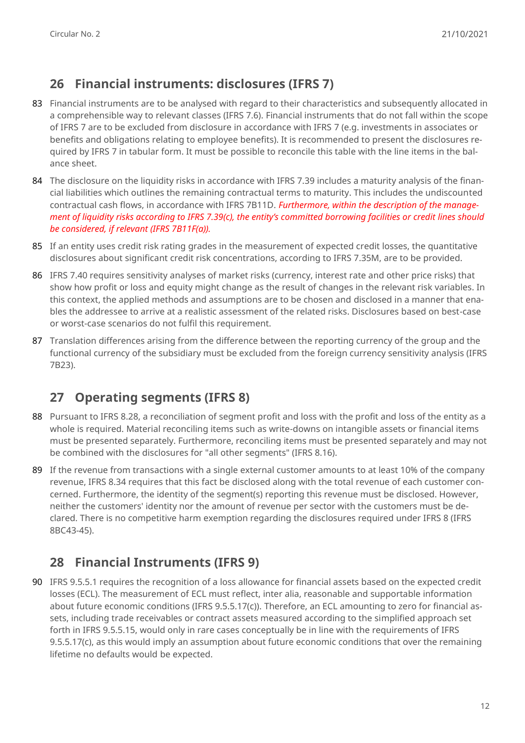## 26 Financial instruments: disclosures (IFRS 7)

83 Financial instruments are to be analysed with regard to their characteristics and subsequently allocated in a comprehensible way to relevant classes (IFRS 7.6). Financial instruments that do not fall within the scope of IFRS 7 are to be excluded from disclosure in accordance with IFRS 7 (e.g. investments in associates or benefits and obligations relating to employee benefits). It is recommended to present the disclosures required by IFRS 7 in tabular form. It must be possible to reconcile this table with the line items in the balance sheet.

84 The disclosure on the liquidity risks in accordance with IFRS 7.39 includes a maturity analysis of the financial liabilities which outlines the remaining contractual terms to maturity. This includes the undiscounted contractual cash flows, in accordance with IFRS 7B11D. *Furthermore, within the description of the management of liquidity risks according to IFRS 7.39(c), the entity's committed borrowing facilities or credit lines should be considered, if relevant (IFRS 7B11F(a)).*

85 If an entity uses credit risk rating grades in the measurement of expected credit losses, the quantitative disclosures about significant credit risk concentrations, according to IFRS 7.35M, are to be provided.

86 IFRS 7.40 requires sensitivity analyses of market risks (currency, interest rate and other price risks) that show how profit or loss and equity might change as the result of changes in the relevant risk variables. In this context, the applied methods and assumptions are to be chosen and disclosed in a manner that enables the addressee to arrive at a realistic assessment of the related risks. Disclosures based on best-case or worst-case scenarios do not fulfil this requirement.

87 Translation differences arising from the difference between the reporting currency of the group and the functional currency of the subsidiary must be excluded from the foreign currency sensitivity analysis (IFRS 7B23).

## 27 Operating segments (IFRS 8)

88 Pursuant to IFRS 8.28, a reconciliation of segment profit and loss with the profit and loss of the entity as a whole is required. Material reconciling items such as write-downs on intangible assets or financial items must be presented separately. Furthermore, reconciling items must be presented separately and may not be combined with the disclosures for "all other segments" (IFRS 8.16).

89 If the revenue from transactions with a single external customer amounts to at least 10% of the company revenue, IFRS 8.34 requires that this fact be disclosed along with the total revenue of each customer concerned. Furthermore, the identity of the segment(s) reporting this revenue must be disclosed. However, neither the customers' identity nor the amount of revenue per sector with the customers must be declared. There is no competitive harm exemption regarding the disclosures required under IFRS 8 (IFRS 8BC43-45).

## 28 Financial Instruments (IFRS 9)

90 IFRS 9.5.5.1 requires the recognition of a loss allowance for financial assets based on the expected credit losses (ECL). The measurement of ECL must reflect, inter alia, reasonable and supportable information about future economic conditions (IFRS 9.5.5.17(c)). Therefore, an ECL amounting to zero for financial assets, including trade receivables or contract assets measured according to the simplified approach set forth in IFRS 9.5.5.15, would only in rare cases conceptually be in line with the requirements of IFRS 9.5.5.17(c), as this would imply an assumption about future economic conditions that over the remaining lifetime no defaults would be expected.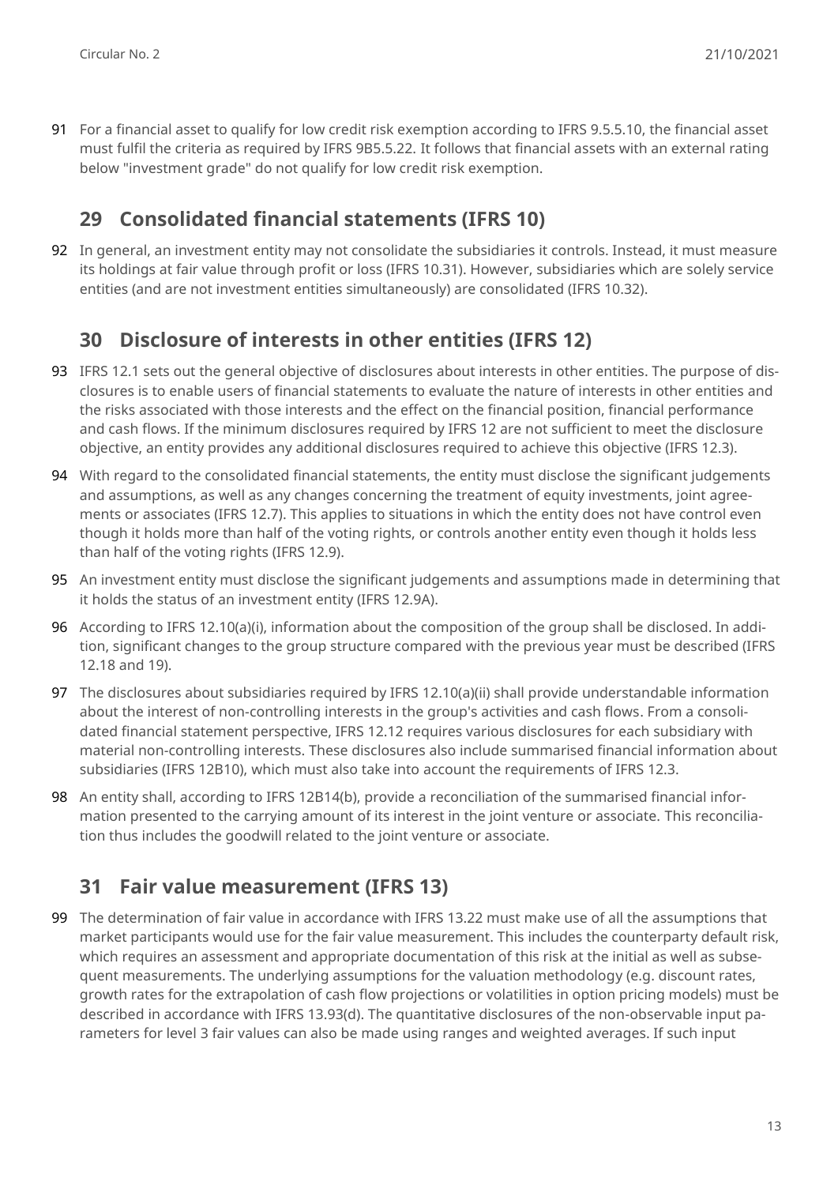91 For a financial asset to qualify for low credit risk exemption according to IFRS 9.5.5.10, the financial asset must fulfil the criteria as required by IFRS 9B5.5.22. It follows that financial assets with an external rating below "investment grade" do not qualify for low credit risk exemption.

## 29 Consolidated financial statements (IFRS 10)

92 In general, an investment entity may not consolidate the subsidiaries it controls. Instead, it must measure its holdings at fair value through profit or loss (IFRS 10.31). However, subsidiaries which are solely service entities (and are not investment entities simultaneously) are consolidated (IFRS 10.32).

## 30 Disclosure of interests in other entities (IFRS 12)

93 IFRS 12.1 sets out the general objective of disclosures about interests in other entities. The purpose of disclosures is to enable users of financial statements to evaluate the nature of interests in other entities and the risks associated with those interests and the effect on the financial position, financial performance and cash flows. If the minimum disclosures required by IFRS 12 are not sufficient to meet the disclosure objective, an entity provides any additional disclosures required to achieve this objective (IFRS 12.3).

94 With regard to the consolidated financial statements, the entity must disclose the significant judgements and assumptions, as well as any changes concerning the treatment of equity investments, joint agreements or associates (IFRS 12.7). This applies to situations in which the entity does not have control even though it holds more than half of the voting rights, or controls another entity even though it holds less than half of the voting rights (IFRS 12.9).

95 An investment entity must disclose the significant judgements and assumptions made in determining that it holds the status of an investment entity (IFRS 12.9A).

96 According to IFRS 12.10(a)(i), information about the composition of the group shall be disclosed. In addition, significant changes to the group structure compared with the previous year must be described (IFRS 12.18 and 19).

97 The disclosures about subsidiaries required by IFRS 12.10(a)(ii) shall provide understandable information about the interest of non-controlling interests in the group's activities and cash flows. From a consolidated financial statement perspective, IFRS 12.12 requires various disclosures for each subsidiary with material non-controlling interests. These disclosures also include summarised financial information about subsidiaries (IFRS 12B10), which must also take into account the requirements of IFRS 12.3.

98 An entity shall, according to IFRS 12B14(b), provide a reconciliation of the summarised financial information presented to the carrying amount of its interest in the joint venture or associate. This reconciliation thus includes the goodwill related to the joint venture or associate.

## 31 Fair value measurement (IFRS 13)

99 The determination of fair value in accordance with IFRS 13.22 must make use of all the assumptions that market participants would use for the fair value measurement. This includes the counterparty default risk, which requires an assessment and appropriate documentation of this risk at the initial as well as subsequent measurements. The underlying assumptions for the valuation methodology (e.g. discount rates, growth rates for the extrapolation of cash flow projections or volatilities in option pricing models) must be described in accordance with IFRS 13.93(d). The quantitative disclosures of the non-observable input parameters for level 3 fair values can also be made using ranges and weighted averages. If such input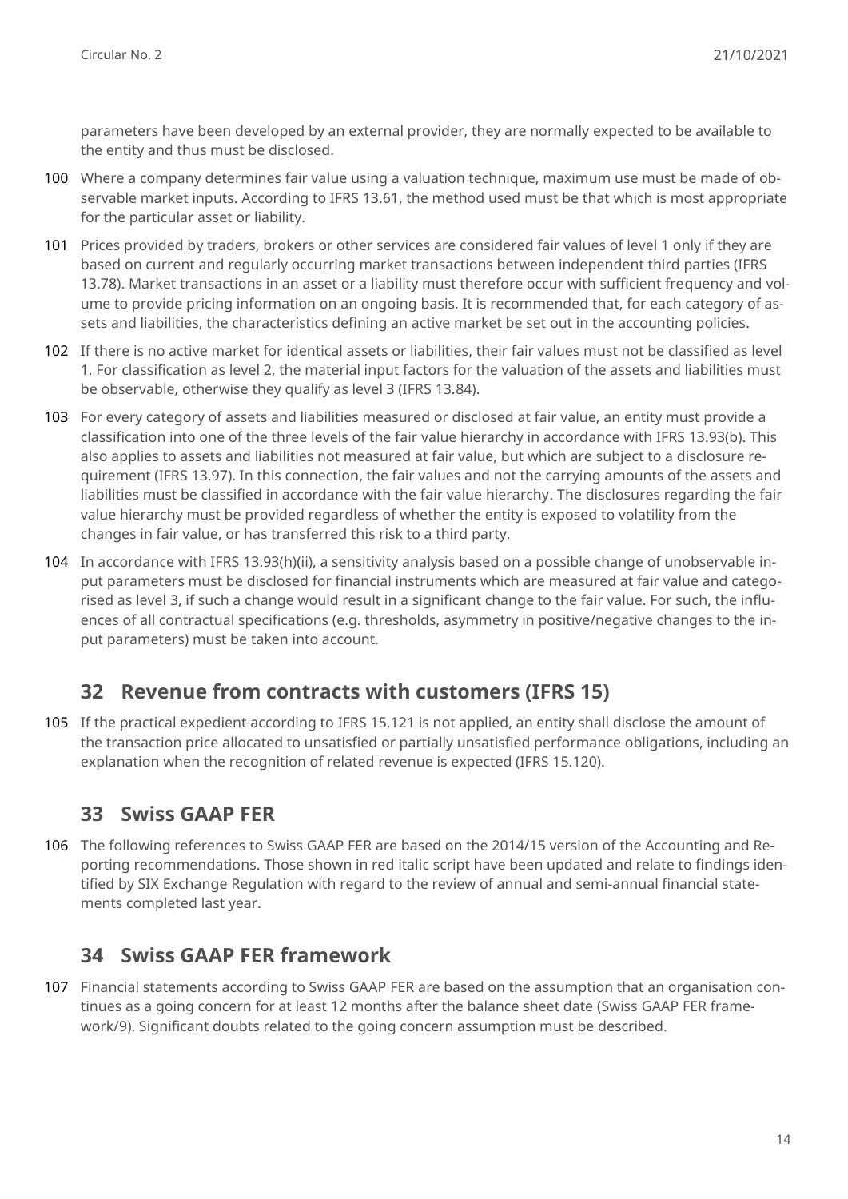parameters have been developed by an external provider, they are normally expected to be available to the entity and thus must be disclosed.

100 Where a company determines fair value using a valuation technique, maximum use must be made of observable market inputs. According to IFRS 13.61, the method used must be that which is most appropriate for the particular asset or liability.

101 Prices provided by traders, brokers or other services are considered fair values of level 1 only if they are based on current and regularly occurring market transactions between independent third parties (IFRS 13.78). Market transactions in an asset or a liability must therefore occur with sufficient frequency and volume to provide pricing information on an ongoing basis. It is recommended that, for each category of assets and liabilities, the characteristics defining an active market be set out in the accounting policies.

102 If there is no active market for identical assets or liabilities, their fair values must not be classified as level 1. For classification as level 2, the material input factors for the valuation of the assets and liabilities must be observable, otherwise they qualify as level 3 (IFRS 13.84).

103 For every category of assets and liabilities measured or disclosed at fair value, an entity must provide a classification into one of the three levels of the fair value hierarchy in accordance with IFRS 13.93(b). This also applies to assets and liabilities not measured at fair value, but which are subject to a disclosure requirement (IFRS 13.97). In this connection, the fair values and not the carrying amounts of the assets and liabilities must be classified in accordance with the fair value hierarchy. The disclosures regarding the fair value hierarchy must be provided regardless of whether the entity is exposed to volatility from the changes in fair value, or has transferred this risk to a third party.

104 In accordance with IFRS 13.93(h)(ii), a sensitivity analysis based on a possible change of unobservable input parameters must be disclosed for financial instruments which are measured at fair value and categorised as level 3, if such a change would result in a significant change to the fair value. For such, the influences of all contractual specifications (e.g. thresholds, asymmetry in positive/negative changes to the input parameters) must be taken into account.

## 32 Revenue from contracts with customers (IFRS 15)

105 If the practical expedient according to IFRS 15.121 is not applied, an entity shall disclose the amount of the transaction price allocated to unsatisfied or partially unsatisfied performance obligations, including an explanation when the recognition of related revenue is expected (IFRS 15.120).

## 33 Swiss GAAP FER

106 The following references to Swiss GAAP FER are based on the 2014/15 version of the Accounting and Reporting recommendations. Those shown in red italic script have been updated and relate to findings identified by SIX Exchange Regulation with regard to the review of annual and semi-annual financial statements completed last year.

## 34 Swiss GAAP FER framework

107 Financial statements according to Swiss GAAP FER are based on the assumption that an organisation continues as a going concern for at least 12 months after the balance sheet date (Swiss GAAP FER framework/9). Significant doubts related to the going concern assumption must be described.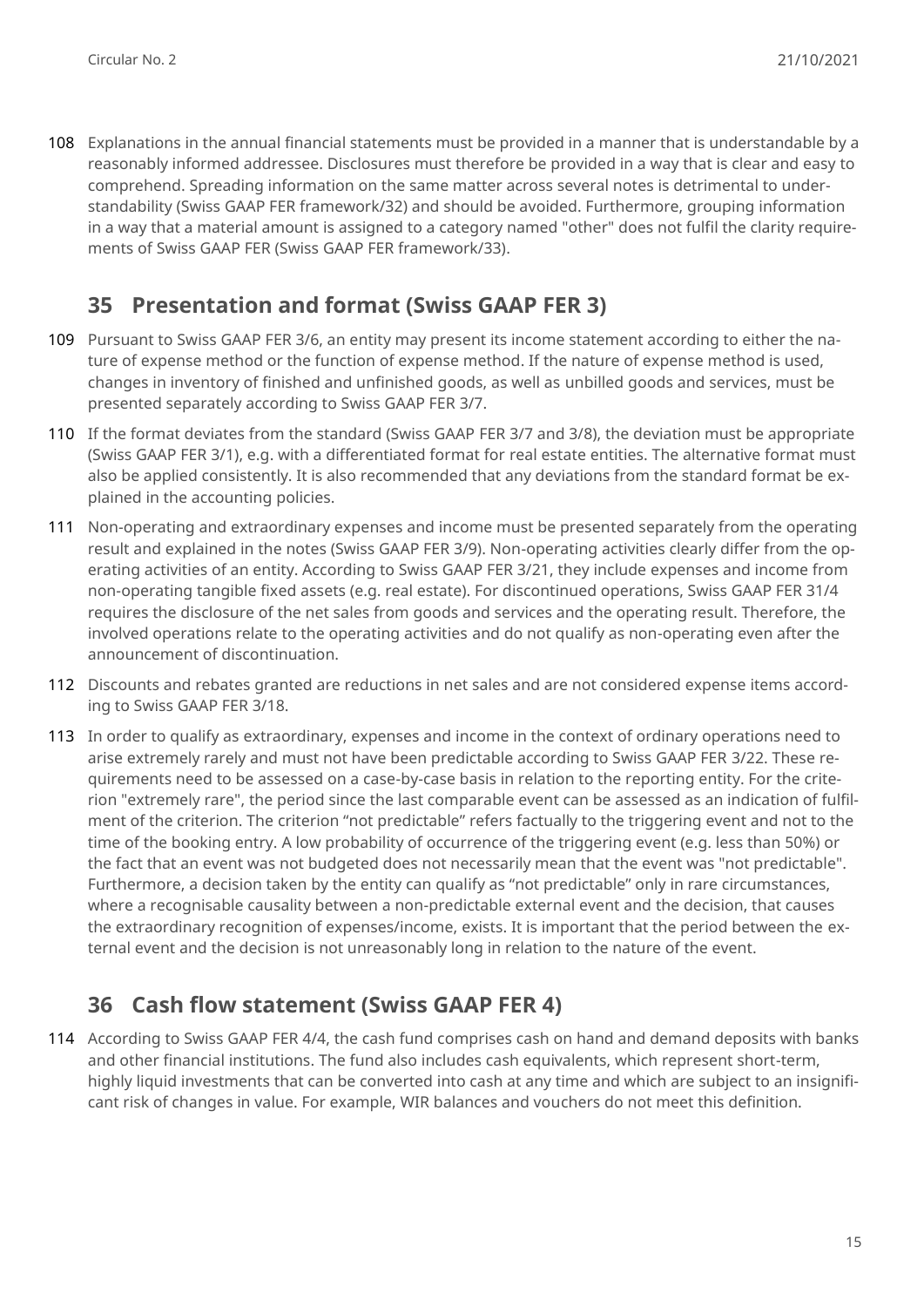108 Explanations in the annual financial statements must be provided in a manner that is understandable by a reasonably informed addressee. Disclosures must therefore be provided in a way that is clear and easy to comprehend. Spreading information on the same matter across several notes is detrimental to understandability (Swiss GAAP FER framework/32) and should be avoided. Furthermore, grouping information in a way that a material amount is assigned to a category named "other" does not fulfil the clarity requirements of Swiss GAAP FER (Swiss GAAP FER framework/33).

## 35 Presentation and format (Swiss GAAP FER 3)

109 Pursuant to Swiss GAAP FER 3/6, an entity may present its income statement according to either the nature of expense method or the function of expense method. If the nature of expense method is used, changes in inventory of finished and unfinished goods, as well as unbilled goods and services, must be presented separately according to Swiss GAAP FER 3/7.

110 If the format deviates from the standard (Swiss GAAP FER 3/7 and 3/8), the deviation must be appropriate (Swiss GAAP FER 3/1), e.g. with a differentiated format for real estate entities. The alternative format must also be applied consistently. It is also recommended that any deviations from the standard format be explained in the accounting policies.

111 Non-operating and extraordinary expenses and income must be presented separately from the operating result and explained in the notes (Swiss GAAP FER 3/9). Non-operating activities clearly differ from the operating activities of an entity. According to Swiss GAAP FER 3/21, they include expenses and income from non-operating tangible fixed assets (e.g. real estate). For discontinued operations, Swiss GAAP FER 31/4 requires the disclosure of the net sales from goods and services and the operating result. Therefore, the involved operations relate to the operating activities and do not qualify as non-operating even after the announcement of discontinuation.

112 Discounts and rebates granted are reductions in net sales and are not considered expense items according to Swiss GAAP FER 3/18.

113 In order to qualify as extraordinary, expenses and income in the context of ordinary operations need to arise extremely rarely and must not have been predictable according to Swiss GAAP FER 3/22. These requirements need to be assessed on a case-by-case basis in relation to the reporting entity. For the criterion "extremely rare", the period since the last comparable event can be assessed as an indication of fulfilment of the criterion. The criterion "not predictable" refers factually to the triggering event and not to the time of the booking entry. A low probability of occurrence of the triggering event (e.g. less than 50%) or the fact that an event was not budgeted does not necessarily mean that the event was "not predictable". Furthermore, a decision taken by the entity can qualify as "not predictable" only in rare circumstances, where a recognisable causality between a non-predictable external event and the decision, that causes the extraordinary recognition of expenses/income, exists. It is important that the period between the external event and the decision is not unreasonably long in relation to the nature of the event.

## 36 Cash flow statement (Swiss GAAP FER 4)

114 According to Swiss GAAP FER 4/4, the cash fund comprises cash on hand and demand deposits with banks and other financial institutions. The fund also includes cash equivalents, which represent short-term, highly liquid investments that can be converted into cash at any time and which are subject to an insignificant risk of changes in value. For example, WIR balances and vouchers do not meet this definition.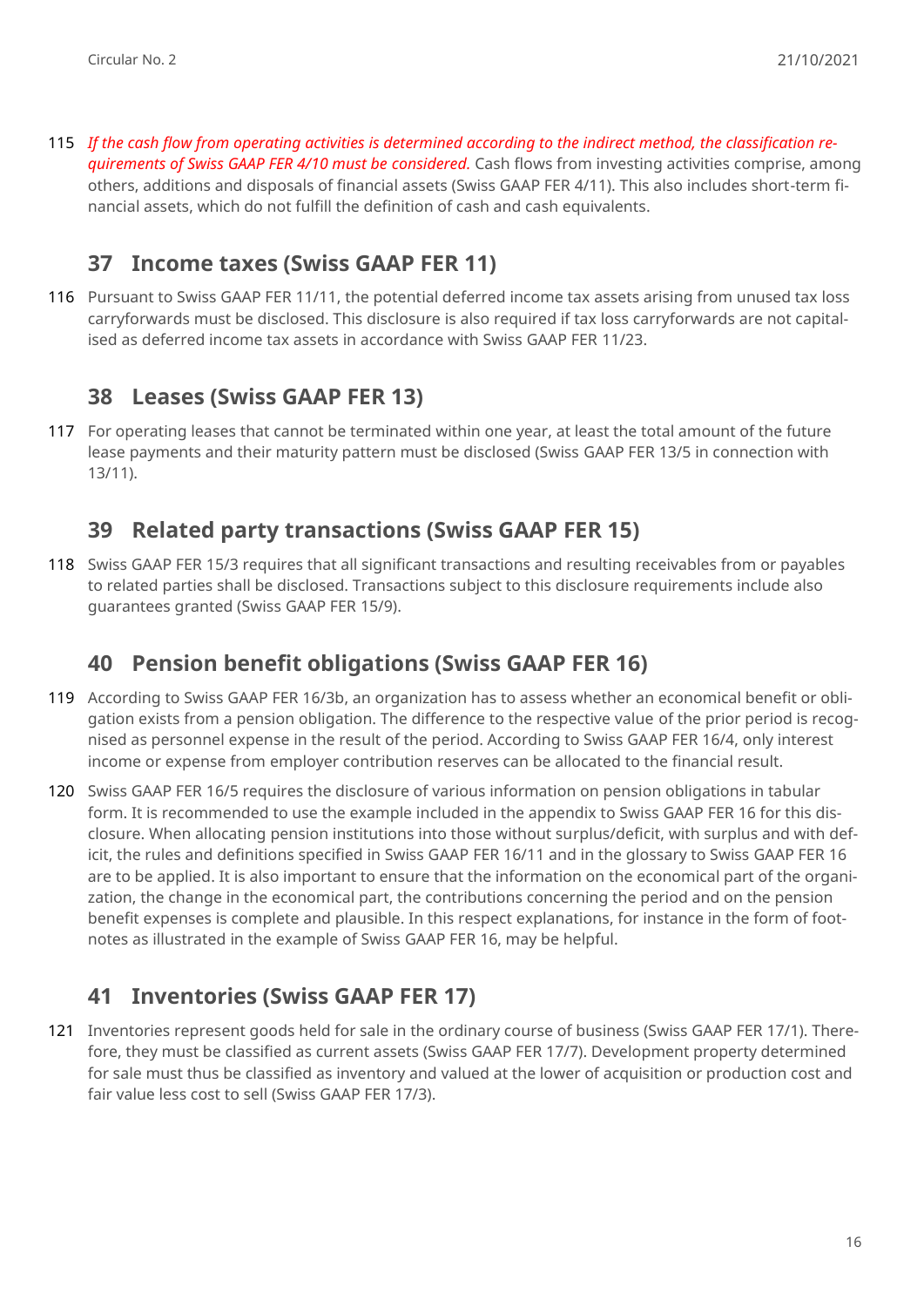115 *If the cash flow from operating activities is determined according to the indirect method, the classification requirements of Swiss GAAP FER 4/10 must be considered.* Cash flows from investing activities comprise, among others, additions and disposals of financial assets (Swiss GAAP FER 4/11). This also includes short-term financial assets, which do not fulfill the definition of cash and cash equivalents.

## 37 Income taxes (Swiss GAAP FER 11)

116 Pursuant to Swiss GAAP FER 11/11, the potential deferred income tax assets arising from unused tax loss carryforwards must be disclosed. This disclosure is also required if tax loss carryforwards are not capitalised as deferred income tax assets in accordance with Swiss GAAP FER 11/23.

## 38 Leases (Swiss GAAP FER 13)

117 For operating leases that cannot be terminated within one year, at least the total amount of the future lease payments and their maturity pattern must be disclosed (Swiss GAAP FER 13/5 in connection with 13/11).

## 39 Related party transactions (Swiss GAAP FER 15)

118 Swiss GAAP FER 15/3 requires that all significant transactions and resulting receivables from or payables to related parties shall be disclosed. Transactions subject to this disclosure requirements include also guarantees granted (Swiss GAAP FER 15/9).

## 40 Pension benefit obligations (Swiss GAAP FER 16)

119 According to Swiss GAAP FER 16/3b, an organization has to assess whether an economical benefit or obligation exists from a pension obligation. The difference to the respective value of the prior period is recognised as personnel expense in the result of the period. According to Swiss GAAP FER 16/4, only interest income or expense from employer contribution reserves can be allocated to the financial result.

120 Swiss GAAP FER 16/5 requires the disclosure of various information on pension obligations in tabular form. It is recommended to use the example included in the appendix to Swiss GAAP FER 16 for this disclosure. When allocating pension institutions into those without surplus/deficit, with surplus and with deficit, the rules and definitions specified in Swiss GAAP FER 16/11 and in the glossary to Swiss GAAP FER 16 are to be applied. It is also important to ensure that the information on the economical part of the organization, the change in the economical part, the contributions concerning the period and on the pension benefit expenses is complete and plausible. In this respect explanations, for instance in the form of footnotes as illustrated in the example of Swiss GAAP FER 16, may be helpful.

## 41 Inventories (Swiss GAAP FER 17)

121 Inventories represent goods held for sale in the ordinary course of business (Swiss GAAP FER 17/1). Therefore, they must be classified as current assets (Swiss GAAP FER 17/7). Development property determined for sale must thus be classified as inventory and valued at the lower of acquisition or production cost and fair value less cost to sell (Swiss GAAP FER 17/3).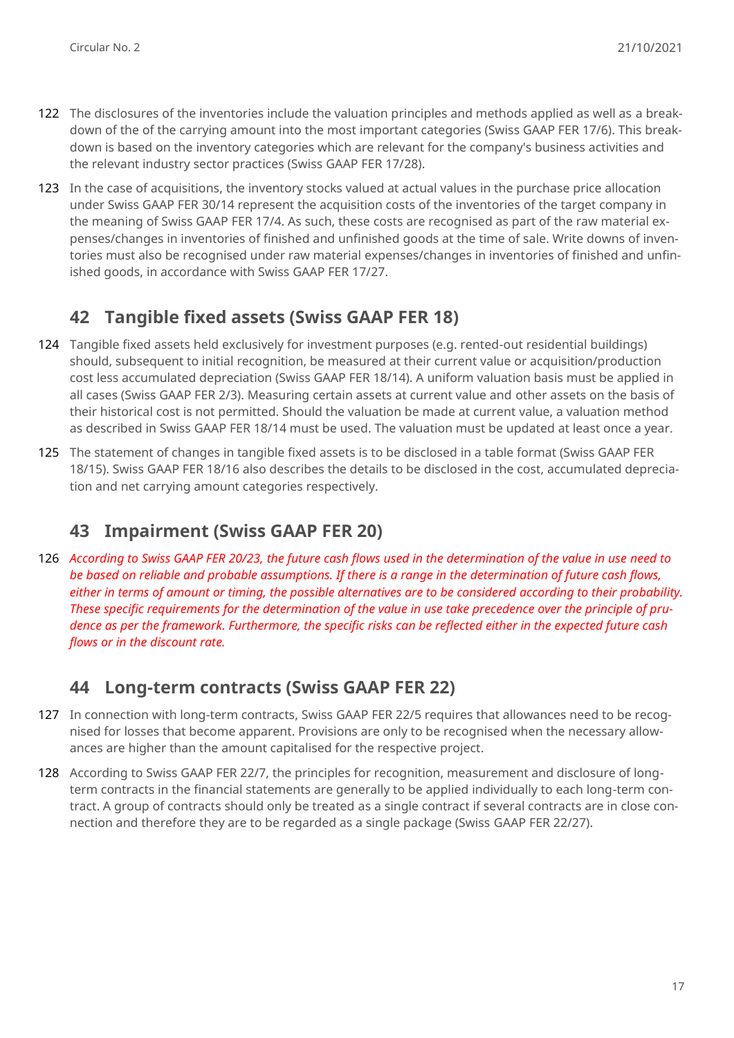122 The disclosures of the inventories include the valuation principles and methods applied as well as a breakdown of the of the carrying amount into the most important categories (Swiss GAAP FER 17/6). This breakdown is based on the inventory categories which are relevant for the company's business activities and the relevant industry sector practices (Swiss GAAP FER 17/28).

123 In the case of acquisitions, the inventory stocks valued at actual values in the purchase price allocation under Swiss GAAP FER 30/14 represent the acquisition costs of the inventories of the target company in the meaning of Swiss GAAP FER 17/4. As such, these costs are recognised as part of the raw material expenses/changes in inventories of finished and unfinished goods at the time of sale. Write downs of inventories must also be recognised under raw material expenses/changes in inventories of finished and unfinished goods, in accordance with Swiss GAAP FER 17/27.

## 42 Tangible fixed assets (Swiss GAAP FER 18)

124 Tangible fixed assets held exclusively for investment purposes (e.g. rented-out residential buildings) should, subsequent to initial recognition, be measured at their current value or acquisition/production cost less accumulated depreciation (Swiss GAAP FER 18/14). A uniform valuation basis must be applied in all cases (Swiss GAAP FER 2/3). Measuring certain assets at current value and other assets on the basis of their historical cost is not permitted. Should the valuation be made at current value, a valuation method as described in Swiss GAAP FER 18/14 must be used. The valuation must be updated at least once a year.

125 The statement of changes in tangible fixed assets is to be disclosed in a table format (Swiss GAAP FER 18/15). Swiss GAAP FER 18/16 also describes the details to be disclosed in the cost, accumulated depreciation and net carrying amount categories respectively.

## 43 Impairment (Swiss GAAP FER 20)

126 *According to Swiss GAAP FER 20/23, the future cash flows used in the determination of the value in use need to be based on reliable and probable assumptions. If there is a range in the determination of future cash flows, either in terms of amount or timing, the possible alternatives are to be considered according to their probability. These specific requirements for the determination of the value in use take precedence over the principle of prudence as per the framework. Furthermore, the specific risks can be reflected either in the expected future cash flows or in the discount rate.*

## 44 Long-term contracts (Swiss GAAP FER 22)

127 In connection with long-term contracts, Swiss GAAP FER 22/5 requires that allowances need to be recognised for losses that become apparent. Provisions are only to be recognised when the necessary allowances are higher than the amount capitalised for the respective project.

128 According to Swiss GAAP FER 22/7, the principles for recognition, measurement and disclosure of long-term contracts in the financial statements are generally to be applied individually to each long-term contract. A group of contracts should only be treated as a single contract if several contracts are in close connection and therefore they are to be regarded as a single package (Swiss GAAP FER 22/27).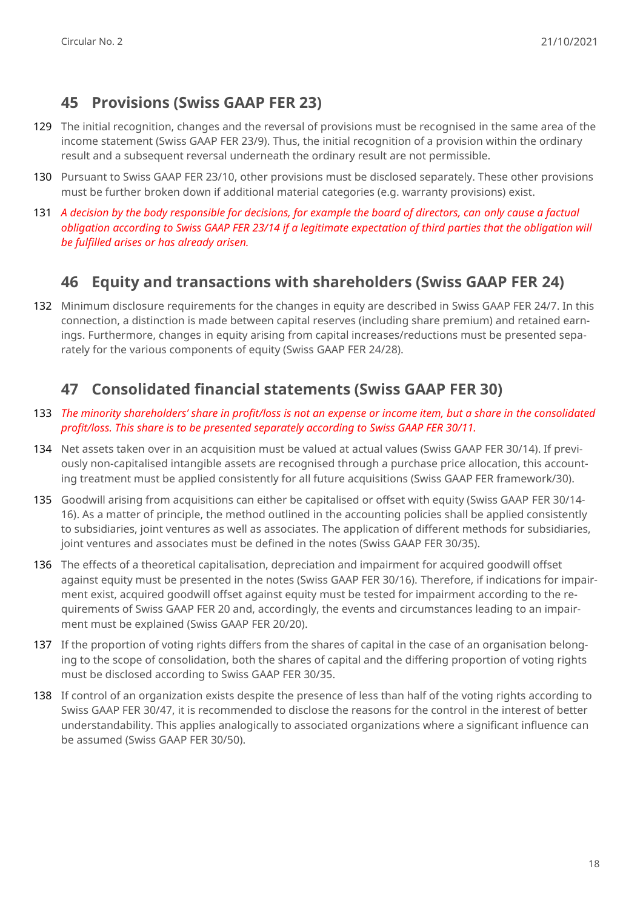## 45 Provisions (Swiss GAAP FER 23)

129 The initial recognition, changes and the reversal of provisions must be recognised in the same area of the income statement (Swiss GAAP FER 23/9). Thus, the initial recognition of a provision within the ordinary result and a subsequent reversal underneath the ordinary result are not permissible.

130 Pursuant to Swiss GAAP FER 23/10, other provisions must be disclosed separately. These other provisions must be further broken down if additional material categories (e.g. warranty provisions) exist.

131 *A decision by the body responsible for decisions, for example the board of directors, can only cause a factual obligation according to Swiss GAAP FER 23/14 if a legitimate expectation of third parties that the obligation will be fulfilled arises or has already arisen.*

## 46 Equity and transactions with shareholders (Swiss GAAP FER 24)

132 Minimum disclosure requirements for the changes in equity are described in Swiss GAAP FER 24/7. In this connection, a distinction is made between capital reserves (including share premium) and retained earnings. Furthermore, changes in equity arising from capital increases/reductions must be presented separately for the various components of equity (Swiss GAAP FER 24/28).

## 47 Consolidated financial statements (Swiss GAAP FER 30)

133 *The minority shareholders' share in profit/loss is not an expense or income item, but a share in the consolidated profit/loss. This share is to be presented separately according to Swiss GAAP FER 30/11.*

134 Net assets taken over in an acquisition must be valued at actual values (Swiss GAAP FER 30/14). If previously non-capitalised intangible assets are recognised through a purchase price allocation, this accounting treatment must be applied consistently for all future acquisitions (Swiss GAAP FER framework/30).

135 Goodwill arising from acquisitions can either be capitalised or offset with equity (Swiss GAAP FER 30/14-16). As a matter of principle, the method outlined in the accounting policies shall be applied consistently to subsidiaries, joint ventures as well as associates. The application of different methods for subsidiaries, joint ventures and associates must be defined in the notes (Swiss GAAP FER 30/35).

136 The effects of a theoretical capitalisation, depreciation and impairment for acquired goodwill offset against equity must be presented in the notes (Swiss GAAP FER 30/16). Therefore, if indications for impairment exist, acquired goodwill offset against equity must be tested for impairment according to the requirements of Swiss GAAP FER 20 and, accordingly, the events and circumstances leading to an impairment must be explained (Swiss GAAP FER 20/20).

137 If the proportion of voting rights differs from the shares of capital in the case of an organisation belonging to the scope of consolidation, both the shares of capital and the differing proportion of voting rights must be disclosed according to Swiss GAAP FER 30/35.

138 If control of an organization exists despite the presence of less than half of the voting rights according to Swiss GAAP FER 30/47, it is recommended to disclose the reasons for the control in the interest of better understandability. This applies analogically to associated organizations where a significant influence can be assumed (Swiss GAAP FER 30/50).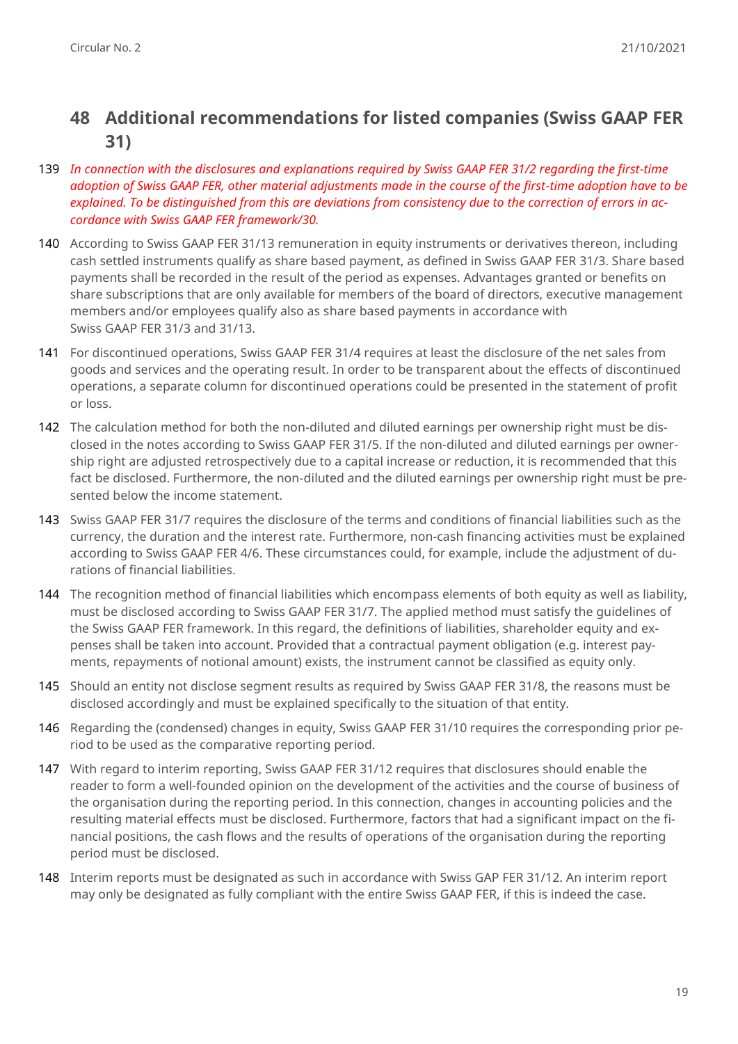## 48 Additional recommendations for listed companies (Swiss GAAP FER 31)

139 *In connection with the disclosures and explanations required by Swiss GAAP FER 31/2 regarding the first-time adoption of Swiss GAAP FER, other material adjustments made in the course of the first-time adoption have to be explained. To be distinguished from this are deviations from consistency due to the correction of errors in accordance with Swiss GAAP FER framework/30.*

140 According to Swiss GAAP FER 31/13 remuneration in equity instruments or derivatives thereon, including cash settled instruments qualify as share based payment, as defined in Swiss GAAP FER 31/3. Share based payments shall be recorded in the result of the period as expenses. Advantages granted or benefits on share subscriptions that are only available for members of the board of directors, executive management members and/or employees qualify also as share based payments in accordance with Swiss GAAP FER 31/3 and 31/13.

141 For discontinued operations, Swiss GAAP FER 31/4 requires at least the disclosure of the net sales from goods and services and the operating result. In order to be transparent about the effects of discontinued operations, a separate column for discontinued operations could be presented in the statement of profit or loss.

142 The calculation method for both the non-diluted and diluted earnings per ownership right must be disclosed in the notes according to Swiss GAAP FER 31/5. If the non-diluted and diluted earnings per ownership right are adjusted retrospectively due to a capital increase or reduction, it is recommended that this fact be disclosed. Furthermore, the non-diluted and the diluted earnings per ownership right must be presented below the income statement.

143 Swiss GAAP FER 31/7 requires the disclosure of the terms and conditions of financial liabilities such as the currency, the duration and the interest rate. Furthermore, non-cash financing activities must be explained according to Swiss GAAP FER 4/6. These circumstances could, for example, include the adjustment of durations of financial liabilities.

144 The recognition method of financial liabilities which encompass elements of both equity as well as liability, must be disclosed according to Swiss GAAP FER 31/7. The applied method must satisfy the guidelines of the Swiss GAAP FER framework. In this regard, the definitions of liabilities, shareholder equity and expenses shall be taken into account. Provided that a contractual payment obligation (e.g. interest payments, repayments of notional amount) exists, the instrument cannot be classified as equity only.

145 Should an entity not disclose segment results as required by Swiss GAAP FER 31/8, the reasons must be disclosed accordingly and must be explained specifically to the situation of that entity.

146 Regarding the (condensed) changes in equity, Swiss GAAP FER 31/10 requires the corresponding prior period to be used as the comparative reporting period.

147 With regard to interim reporting, Swiss GAAP FER 31/12 requires that disclosures should enable the reader to form a well-founded opinion on the development of the activities and the course of business of the organisation during the reporting period. In this connection, changes in accounting policies and the resulting material effects must be disclosed. Furthermore, factors that had a significant impact on the financial positions, the cash flows and the results of operations of the organisation during the reporting period must be disclosed.

148 Interim reports must be designated as such in accordance with Swiss GAP FER 31/12. An interim report may only be designated as fully compliant with the entire Swiss GAAP FER, if this is indeed the case.